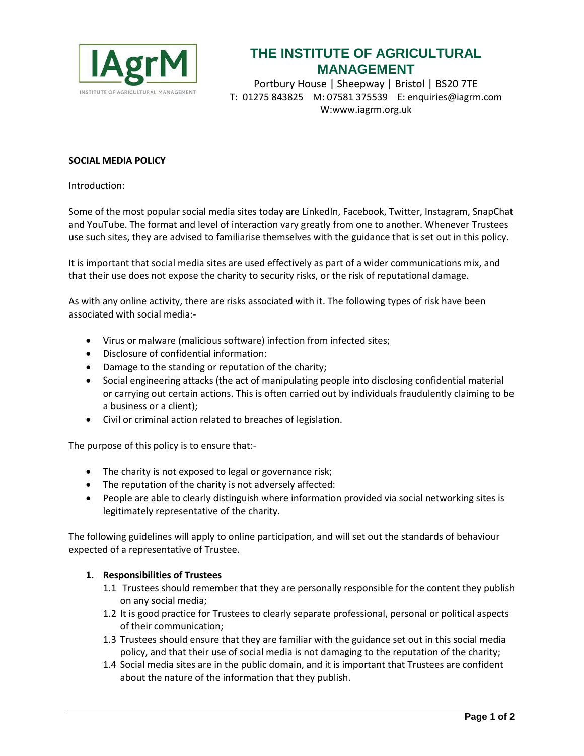# THE INSTITUTE OF AGRICULTURAL MANAGEMENT

Portbury House | Sheepway | Bristol | BS20 7TE
T: 01275 843825 M: 07581 375539 E: enquiries@iagrm.com
W:www.iagrm.org.uk

**SOCIAL MEDIA POLICY**

Introduction:

Some of the most popular social media sites today are LinkedIn, Facebook, Twitter, Instagram, SnapChat and YouTube. The format and level of interaction vary greatly from one to another. Whenever Trustees use such sites, they are advised to familiarise themselves with the guidance that is set out in this policy.

It is important that social media sites are used effectively as part of a wider communications mix, and that their use does not expose the charity to security risks, or the risk of reputational damage.

As with any online activity, there are risks associated with it. The following types of risk have been associated with social media:-

- Virus or malware (malicious software) infection from infected sites;
- Disclosure of confidential information:
- Damage to the standing or reputation of the charity;
- Social engineering attacks (the act of manipulating people into disclosing confidential material or carrying out certain actions. This is often carried out by individuals fraudulently claiming to be a business or a client);
- Civil or criminal action related to breaches of legislation.

The purpose of this policy is to ensure that:-

- The charity is not exposed to legal or governance risk;
- The reputation of the charity is not adversely affected:
- People are able to clearly distinguish where information provided via social networking sites is legitimately representative of the charity.

The following guidelines will apply to online participation, and will set out the standards of behaviour expected of a representative of Trustee.

1. **Responsibilities of Trustees**
   - 1.1 Trustees should remember that they are personally responsible for the content they publish on any social media;
   - 1.2 It is good practice for Trustees to clearly separate professional, personal or political aspects of their communication;
   - 1.3 Trustees should ensure that they are familiar with the guidance set out in this social media policy, and that their use of social media is not damaging to the reputation of the charity;
   - 1.4 Social media sites are in the public domain, and it is important that Trustees are confident about the nature of the information that they publish.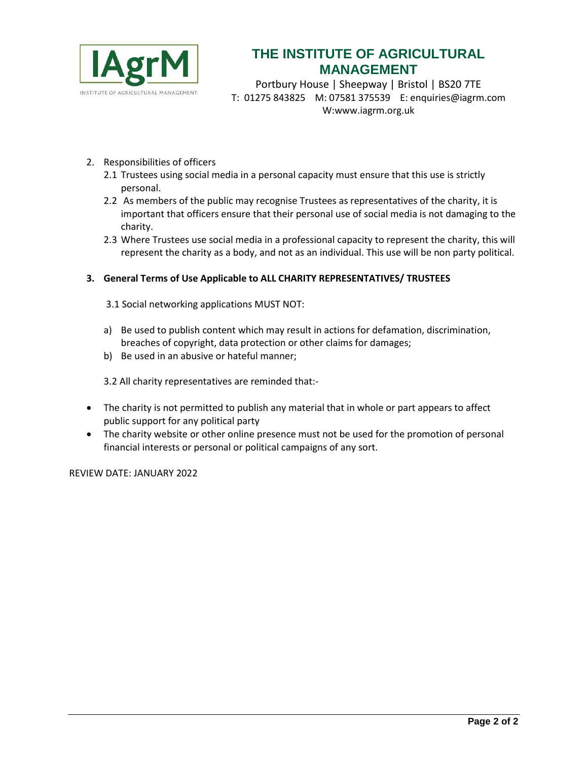# THE INSTITUTE OF AGRICULTURAL MANAGEMENT

Portbury House | Sheepway | Bristol | BS20 7TE
T: 01275 843825 M: 07581 375539 E: enquiries@iagrm.com
W:www.iagrm.org.uk

2. Responsibilities of officers
   - 2.1 Trustees using social media in a personal capacity must ensure that this use is strictly personal.
   - 2.2 As members of the public may recognise Trustees as representatives of the charity, it is important that officers ensure that their personal use of social media is not damaging to the charity.
   - 2.3 Where Trustees use social media in a professional capacity to represent the charity, this will represent the charity as a body, and not as an individual. This use will be non party political.

**3. General Terms of Use Applicable to ALL CHARITY REPRESENTATIVES/ TRUSTEES**

3.1 Social networking applications MUST NOT:

a) Be used to publish content which may result in actions for defamation, discrimination, breaches of copyright, data protection or other claims for damages;
b) Be used in an abusive or hateful manner;

3.2 All charity representatives are reminded that:-

- The charity is not permitted to publish any material that in whole or part appears to affect public support for any political party
- The charity website or other online presence must not be used for the promotion of personal financial interests or personal or political campaigns of any sort.

REVIEW DATE: JANUARY 2022